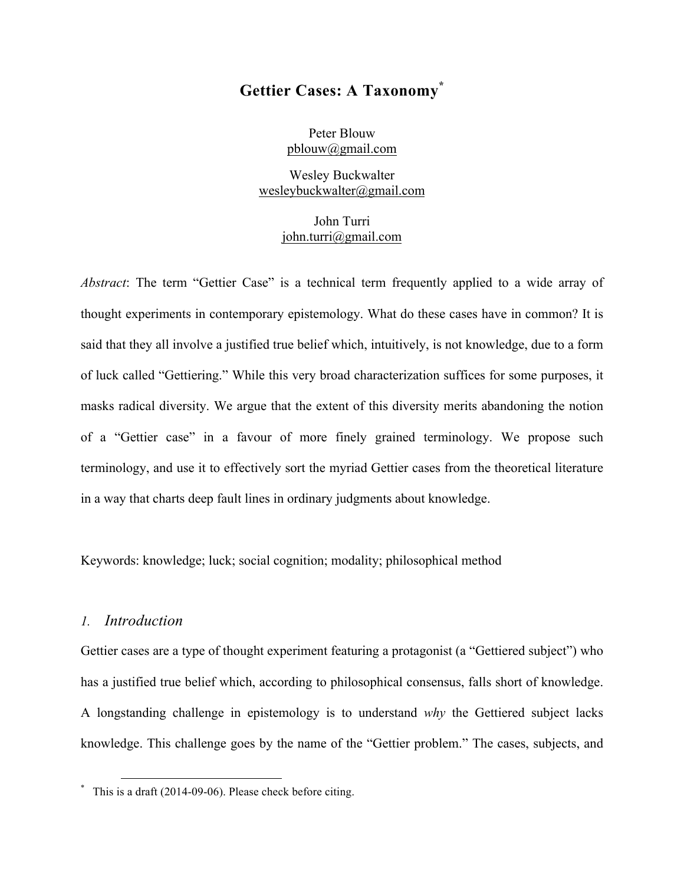# Gettier Cases: A Taxonomy[*]

Peter Blouw
pblouw@gmail.com

Wesley Buckwalter
wesleybuckwalter@gmail.com

John Turri
john.turri@gmail.com

*Abstract*: The term "Gettier Case" is a technical term frequently applied to a wide array of thought experiments in contemporary epistemology. What do these cases have in common? It is said that they all involve a justified true belief which, intuitively, is not knowledge, due to a form of luck called "Gettiering." While this very broad characterization suffices for some purposes, it masks radical diversity. We argue that the extent of this diversity merits abandoning the notion of a "Gettier case" in a favour of more finely grained terminology. We propose such terminology, and use it to effectively sort the myriad Gettier cases from the theoretical literature in a way that charts deep fault lines in ordinary judgments about knowledge.

Keywords: knowledge; luck; social cognition; modality; philosophical method

## 1. *Introduction*

Gettier cases are a type of thought experiment featuring a protagonist (a "Gettiered subject") who has a justified true belief which, according to philosophical consensus, falls short of knowledge. A longstanding challenge in epistemology is to understand *why* the Gettiered subject lacks knowledge. This challenge goes by the name of the "Gettier problem." The cases, subjects, and

[*] This is a draft (2014-09-06). Please check before citing.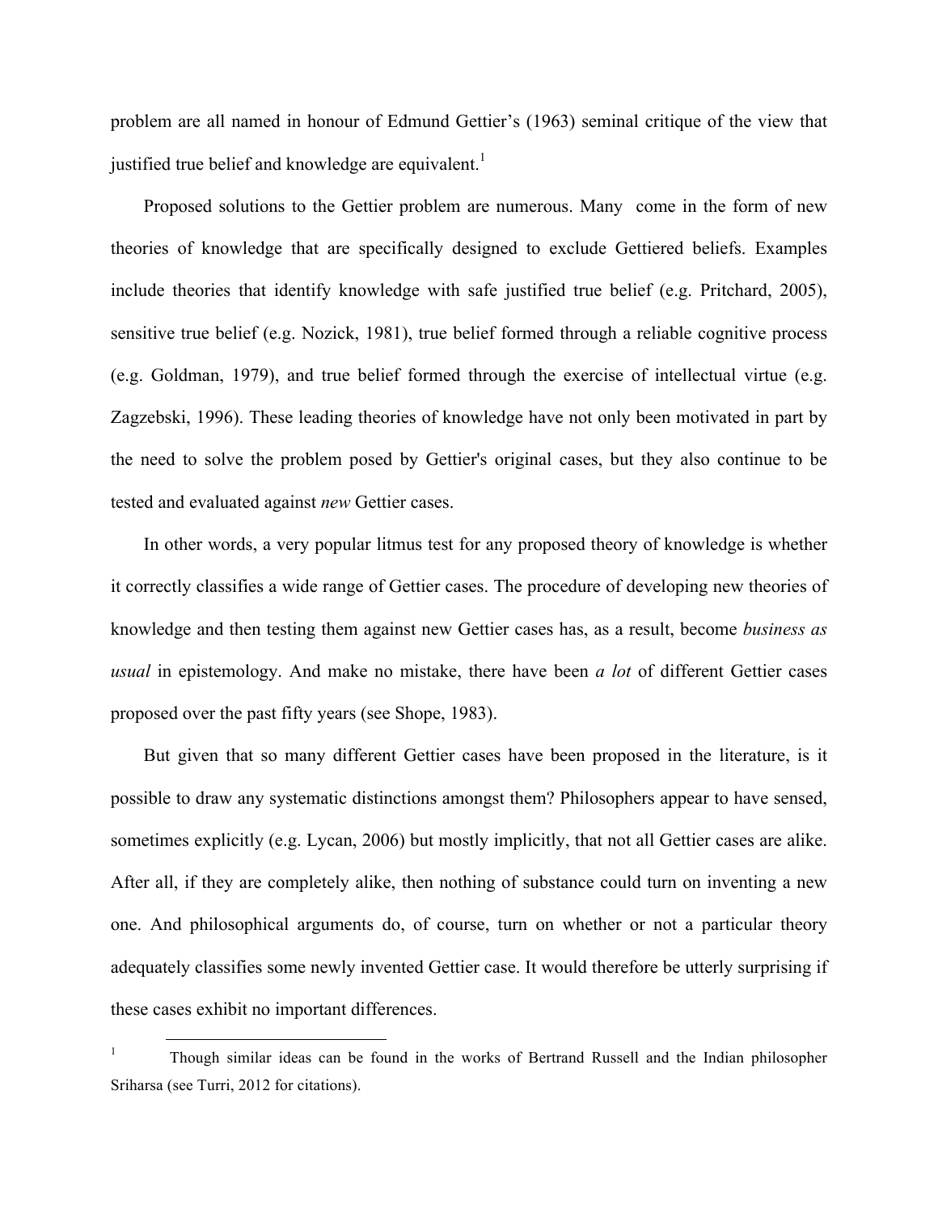problem are all named in honour of Edmund Gettier's (1963) seminal critique of the view that justified true belief and knowledge are equivalent.[1]

Proposed solutions to the Gettier problem are numerous. Many come in the form of new theories of knowledge that are specifically designed to exclude Gettiered beliefs. Examples include theories that identify knowledge with safe justified true belief (e.g. Pritchard, 2005), sensitive true belief (e.g. Nozick, 1981), true belief formed through a reliable cognitive process (e.g. Goldman, 1979), and true belief formed through the exercise of intellectual virtue (e.g. Zagzebski, 1996). These leading theories of knowledge have not only been motivated in part by the need to solve the problem posed by Gettier's original cases, but they also continue to be tested and evaluated against *new* Gettier cases.

In other words, a very popular litmus test for any proposed theory of knowledge is whether it correctly classifies a wide range of Gettier cases. The procedure of developing new theories of knowledge and then testing them against new Gettier cases has, as a result, become *business as usual* in epistemology. And make no mistake, there have been *a lot* of different Gettier cases proposed over the past fifty years (see Shope, 1983).

But given that so many different Gettier cases have been proposed in the literature, is it possible to draw any systematic distinctions amongst them? Philosophers appear to have sensed, sometimes explicitly (e.g. Lycan, 2006) but mostly implicitly, that not all Gettier cases are alike. After all, if they are completely alike, then nothing of substance could turn on inventing a new one. And philosophical arguments do, of course, turn on whether or not a particular theory adequately classifies some newly invented Gettier case. It would therefore be utterly surprising if these cases exhibit no important differences.

[1] Though similar ideas can be found in the works of Bertrand Russell and the Indian philosopher Sriharsa (see Turri, 2012 for citations).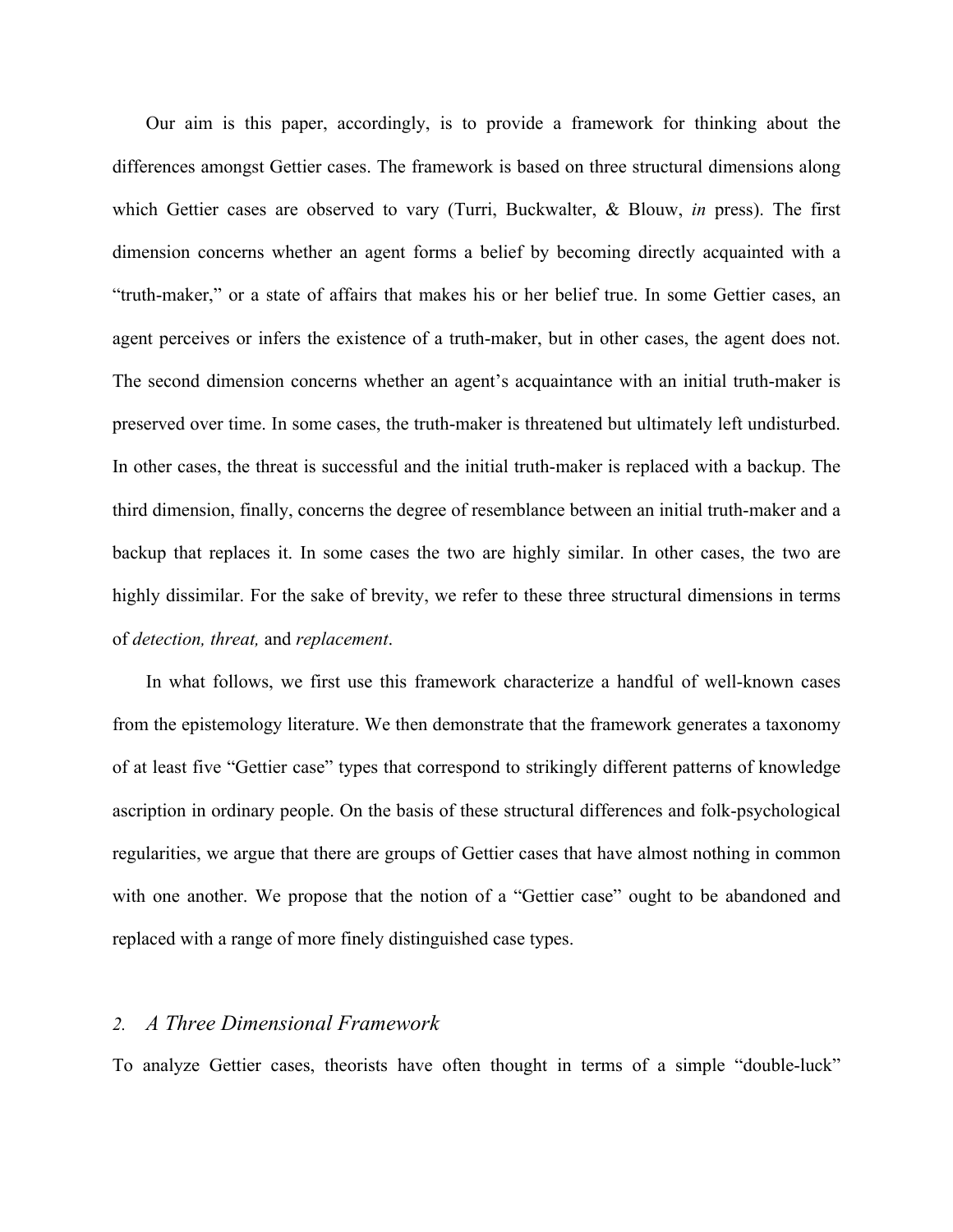Our aim is this paper, accordingly, is to provide a framework for thinking about the differences amongst Gettier cases. The framework is based on three structural dimensions along which Gettier cases are observed to vary (Turri, Buckwalter, & Blouw, *in* press). The first dimension concerns whether an agent forms a belief by becoming directly acquainted with a "truth-maker," or a state of affairs that makes his or her belief true. In some Gettier cases, an agent perceives or infers the existence of a truth-maker, but in other cases, the agent does not. The second dimension concerns whether an agent's acquaintance with an initial truth-maker is preserved over time. In some cases, the truth-maker is threatened but ultimately left undisturbed. In other cases, the threat is successful and the initial truth-maker is replaced with a backup. The third dimension, finally, concerns the degree of resemblance between an initial truth-maker and a backup that replaces it. In some cases the two are highly similar. In other cases, the two are highly dissimilar. For the sake of brevity, we refer to these three structural dimensions in terms of *detection, threat,* and *replacement*.

In what follows, we first use this framework characterize a handful of well-known cases from the epistemology literature. We then demonstrate that the framework generates a taxonomy of at least five "Gettier case" types that correspond to strikingly different patterns of knowledge ascription in ordinary people. On the basis of these structural differences and folk-psychological regularities, we argue that there are groups of Gettier cases that have almost nothing in common with one another. We propose that the notion of a "Gettier case" ought to be abandoned and replaced with a range of more finely distinguished case types.

## 2. *A Three Dimensional Framework*

To analyze Gettier cases, theorists have often thought in terms of a simple "double-luck"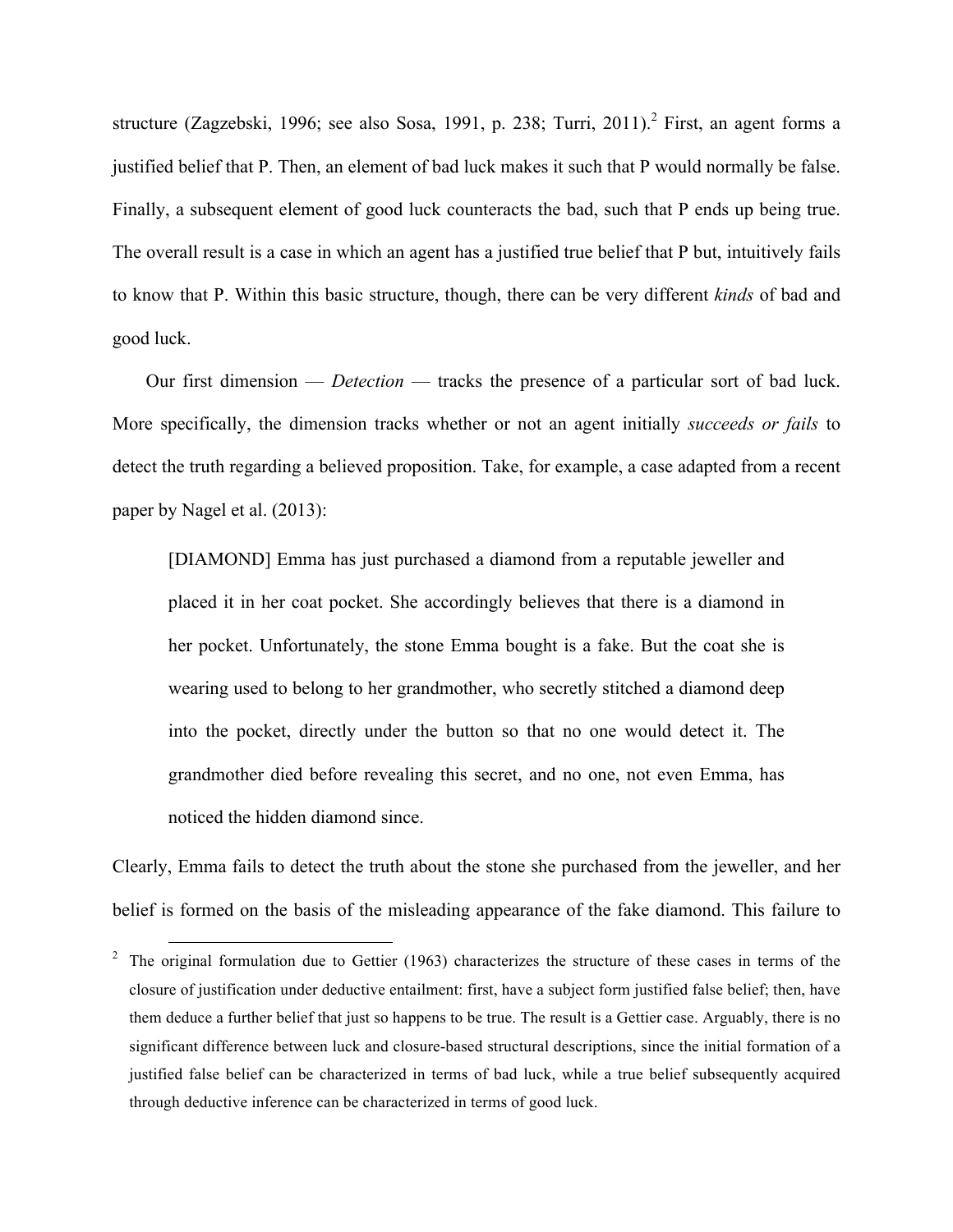structure (Zagzebski, 1996; see also Sosa, 1991, p. 238; Turri, 2011).[2] First, an agent forms a justified belief that P. Then, an element of bad luck makes it such that P would normally be false. Finally, a subsequent element of good luck counteracts the bad, such that P ends up being true. The overall result is a case in which an agent has a justified true belief that P but, intuitively fails to know that P. Within this basic structure, though, there can be very different *kinds* of bad and good luck.

Our first dimension — *Detection* — tracks the presence of a particular sort of bad luck. More specifically, the dimension tracks whether or not an agent initially *succeeds or fails* to detect the truth regarding a believed proposition. Take, for example, a case adapted from a recent paper by Nagel et al. (2013):

> [DIAMOND] Emma has just purchased a diamond from a reputable jeweller and placed it in her coat pocket. She accordingly believes that there is a diamond in her pocket. Unfortunately, the stone Emma bought is a fake. But the coat she is wearing used to belong to her grandmother, who secretly stitched a diamond deep into the pocket, directly under the button so that no one would detect it. The grandmother died before revealing this secret, and no one, not even Emma, has noticed the hidden diamond since.

Clearly, Emma fails to detect the truth about the stone she purchased from the jeweller, and her belief is formed on the basis of the misleading appearance of the fake diamond. This failure to

---

[2] The original formulation due to Gettier (1963) characterizes the structure of these cases in terms of the closure of justification under deductive entailment: first, have a subject form justified false belief; then, have them deduce a further belief that just so happens to be true. The result is a Gettier case. Arguably, there is no significant difference between luck and closure-based structural descriptions, since the initial formation of a justified false belief can be characterized in terms of bad luck, while a true belief subsequently acquired through deductive inference can be characterized in terms of good luck.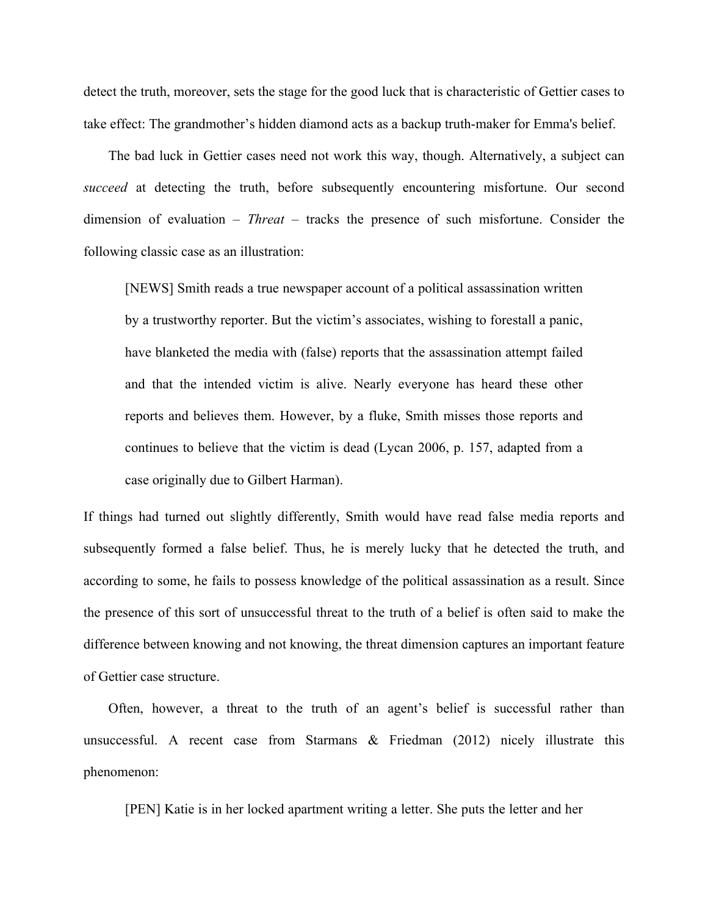detect the truth, moreover, sets the stage for the good luck that is characteristic of Gettier cases to take effect: The grandmother's hidden diamond acts as a backup truth-maker for Emma's belief.

The bad luck in Gettier cases need not work this way, though. Alternatively, a subject can *succeed* at detecting the truth, before subsequently encountering misfortune. Our second dimension of evaluation – *Threat* – tracks the presence of such misfortune. Consider the following classic case as an illustration:

> [NEWS] Smith reads a true newspaper account of a political assassination written by a trustworthy reporter. But the victim's associates, wishing to forestall a panic, have blanketed the media with (false) reports that the assassination attempt failed and that the intended victim is alive. Nearly everyone has heard these other reports and believes them. However, by a fluke, Smith misses those reports and continues to believe that the victim is dead (Lycan 2006, p. 157, adapted from a case originally due to Gilbert Harman).

If things had turned out slightly differently, Smith would have read false media reports and subsequently formed a false belief. Thus, he is merely lucky that he detected the truth, and according to some, he fails to possess knowledge of the political assassination as a result. Since the presence of this sort of unsuccessful threat to the truth of a belief is often said to make the difference between knowing and not knowing, the threat dimension captures an important feature of Gettier case structure.

Often, however, a threat to the truth of an agent's belief is successful rather than unsuccessful. A recent case from Starmans & Friedman (2012) nicely illustrate this phenomenon:

> [PEN] Katie is in her locked apartment writing a letter. She puts the letter and her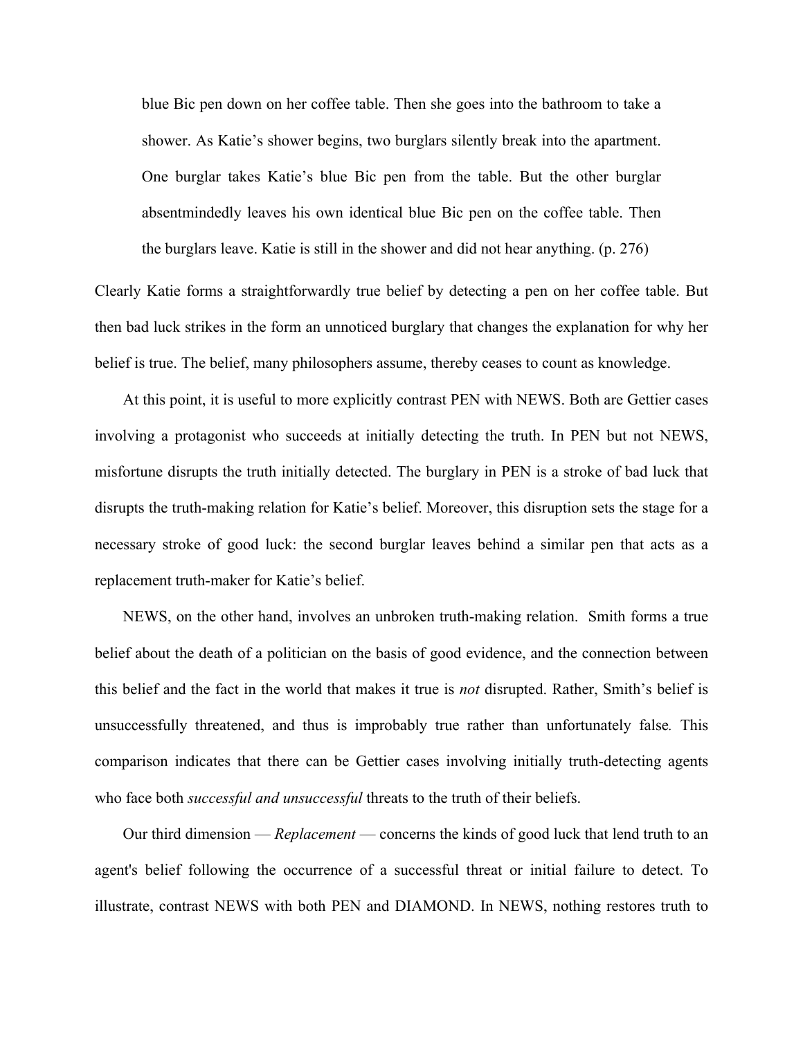> blue Bic pen down on her coffee table. Then she goes into the bathroom to take a shower. As Katie's shower begins, two burglars silently break into the apartment. One burglar takes Katie's blue Bic pen from the table. But the other burglar absentmindedly leaves his own identical blue Bic pen on the coffee table. Then the burglars leave. Katie is still in the shower and did not hear anything. (p. 276)

Clearly Katie forms a straightforwardly true belief by detecting a pen on her coffee table. But then bad luck strikes in the form an unnoticed burglary that changes the explanation for why her belief is true. The belief, many philosophers assume, thereby ceases to count as knowledge.

At this point, it is useful to more explicitly contrast PEN with NEWS. Both are Gettier cases involving a protagonist who succeeds at initially detecting the truth. In PEN but not NEWS, misfortune disrupts the truth initially detected. The burglary in PEN is a stroke of bad luck that disrupts the truth-making relation for Katie's belief. Moreover, this disruption sets the stage for a necessary stroke of good luck: the second burglar leaves behind a similar pen that acts as a replacement truth-maker for Katie's belief.

NEWS, on the other hand, involves an unbroken truth-making relation. Smith forms a true belief about the death of a politician on the basis of good evidence, and the connection between this belief and the fact in the world that makes it true is *not* disrupted. Rather, Smith's belief is unsuccessfully threatened, and thus is improbably true rather than unfortunately false*.* This comparison indicates that there can be Gettier cases involving initially truth-detecting agents who face both *successful and unsuccessful* threats to the truth of their beliefs.

Our third dimension — *Replacement* — concerns the kinds of good luck that lend truth to an agent's belief following the occurrence of a successful threat or initial failure to detect. To illustrate, contrast NEWS with both PEN and DIAMOND. In NEWS, nothing restores truth to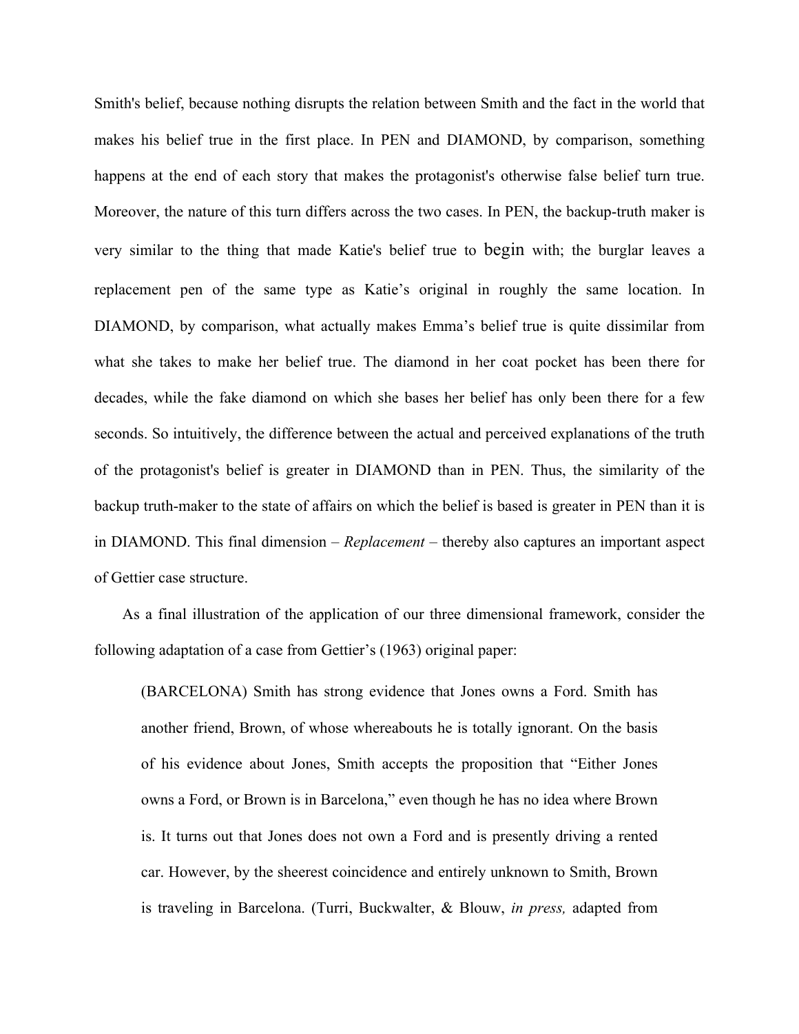Smith's belief, because nothing disrupts the relation between Smith and the fact in the world that makes his belief true in the first place. In PEN and DIAMOND, by comparison, something happens at the end of each story that makes the protagonist's otherwise false belief turn true. Moreover, the nature of this turn differs across the two cases. In PEN, the backup-truth maker is very similar to the thing that made Katie's belief true to begin with; the burglar leaves a replacement pen of the same type as Katie's original in roughly the same location. In DIAMOND, by comparison, what actually makes Emma's belief true is quite dissimilar from what she takes to make her belief true. The diamond in her coat pocket has been there for decades, while the fake diamond on which she bases her belief has only been there for a few seconds. So intuitively, the difference between the actual and perceived explanations of the truth of the protagonist's belief is greater in DIAMOND than in PEN. Thus, the similarity of the backup truth-maker to the state of affairs on which the belief is based is greater in PEN than it is in DIAMOND. This final dimension – *Replacement* – thereby also captures an important aspect of Gettier case structure.

As a final illustration of the application of our three dimensional framework, consider the following adaptation of a case from Gettier's (1963) original paper:

> (BARCELONA) Smith has strong evidence that Jones owns a Ford. Smith has another friend, Brown, of whose whereabouts he is totally ignorant. On the basis of his evidence about Jones, Smith accepts the proposition that "Either Jones owns a Ford, or Brown is in Barcelona," even though he has no idea where Brown is. It turns out that Jones does not own a Ford and is presently driving a rented car. However, by the sheerest coincidence and entirely unknown to Smith, Brown is traveling in Barcelona. (Turri, Buckwalter, & Blouw, *in press,* adapted from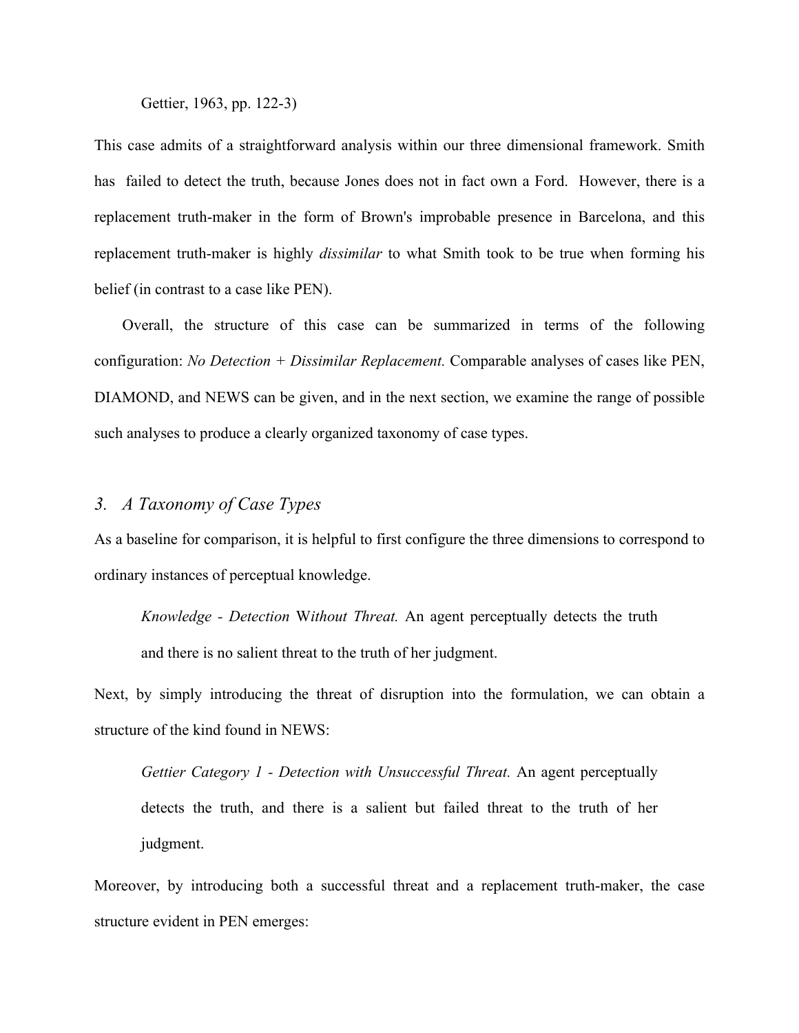Gettier, 1963, pp. 122-3)

This case admits of a straightforward analysis within our three dimensional framework. Smith has failed to detect the truth, because Jones does not in fact own a Ford. However, there is a replacement truth-maker in the form of Brown's improbable presence in Barcelona, and this replacement truth-maker is highly *dissimilar* to what Smith took to be true when forming his belief (in contrast to a case like PEN).

Overall, the structure of this case can be summarized in terms of the following configuration: *No Detection + Dissimilar Replacement.* Comparable analyses of cases like PEN, DIAMOND, and NEWS can be given, and in the next section, we examine the range of possible such analyses to produce a clearly organized taxonomy of case types.

## *3. A Taxonomy of Case Types*

As a baseline for comparison, it is helpful to first configure the three dimensions to correspond to ordinary instances of perceptual knowledge.

> *Knowledge - Detection Without Threat.* An agent perceptually detects the truth and there is no salient threat to the truth of her judgment.

Next, by simply introducing the threat of disruption into the formulation, we can obtain a structure of the kind found in NEWS:

> *Gettier Category 1 - Detection with Unsuccessful Threat.* An agent perceptually detects the truth, and there is a salient but failed threat to the truth of her judgment.

Moreover, by introducing both a successful threat and a replacement truth-maker, the case structure evident in PEN emerges: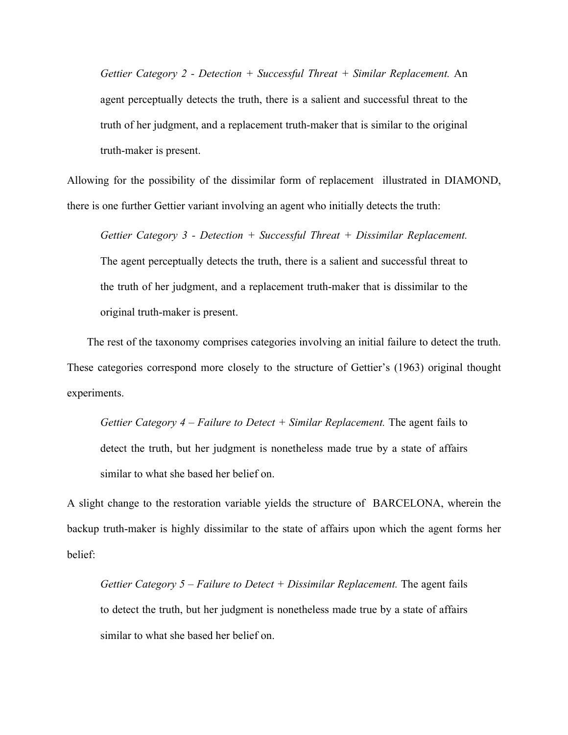> *Gettier Category 2 - Detection + Successful Threat + Similar Replacement.* An agent perceptually detects the truth, there is a salient and successful threat to the truth of her judgment, and a replacement truth-maker that is similar to the original truth-maker is present.

Allowing for the possibility of the dissimilar form of replacement illustrated in DIAMOND, there is one further Gettier variant involving an agent who initially detects the truth:

> *Gettier Category 3 - Detection + Successful Threat + Dissimilar Replacement.* The agent perceptually detects the truth, there is a salient and successful threat to the truth of her judgment, and a replacement truth-maker that is dissimilar to the original truth-maker is present.

The rest of the taxonomy comprises categories involving an initial failure to detect the truth. These categories correspond more closely to the structure of Gettier's (1963) original thought experiments.

> *Gettier Category 4 – Failure to Detect + Similar Replacement.* The agent fails to detect the truth, but her judgment is nonetheless made true by a state of affairs similar to what she based her belief on.

A slight change to the restoration variable yields the structure of BARCELONA, wherein the backup truth-maker is highly dissimilar to the state of affairs upon which the agent forms her belief:

> *Gettier Category 5 – Failure to Detect + Dissimilar Replacement.* The agent fails to detect the truth, but her judgment is nonetheless made true by a state of affairs similar to what she based her belief on.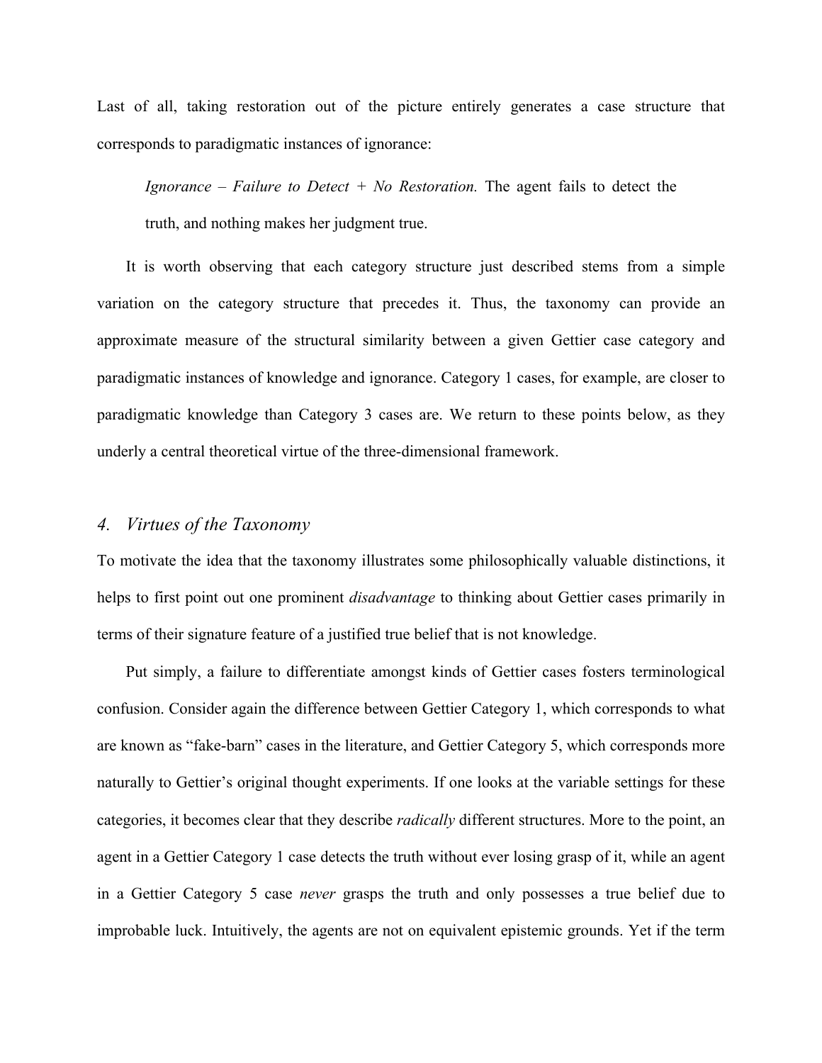Last of all, taking restoration out of the picture entirely generates a case structure that corresponds to paradigmatic instances of ignorance:

> *Ignorance – Failure to Detect + No Restoration.* The agent fails to detect the truth, and nothing makes her judgment true.

It is worth observing that each category structure just described stems from a simple variation on the category structure that precedes it. Thus, the taxonomy can provide an approximate measure of the structural similarity between a given Gettier case category and paradigmatic instances of knowledge and ignorance. Category 1 cases, for example, are closer to paradigmatic knowledge than Category 3 cases are. We return to these points below, as they underly a central theoretical virtue of the three-dimensional framework.

## 4. Virtues of the Taxonomy

To motivate the idea that the taxonomy illustrates some philosophically valuable distinctions, it helps to first point out one prominent *disadvantage* to thinking about Gettier cases primarily in terms of their signature feature of a justified true belief that is not knowledge.

Put simply, a failure to differentiate amongst kinds of Gettier cases fosters terminological confusion. Consider again the difference between Gettier Category 1, which corresponds to what are known as "fake-barn" cases in the literature, and Gettier Category 5, which corresponds more naturally to Gettier's original thought experiments. If one looks at the variable settings for these categories, it becomes clear that they describe *radically* different structures. More to the point, an agent in a Gettier Category 1 case detects the truth without ever losing grasp of it, while an agent in a Gettier Category 5 case *never* grasps the truth and only possesses a true belief due to improbable luck. Intuitively, the agents are not on equivalent epistemic grounds. Yet if the term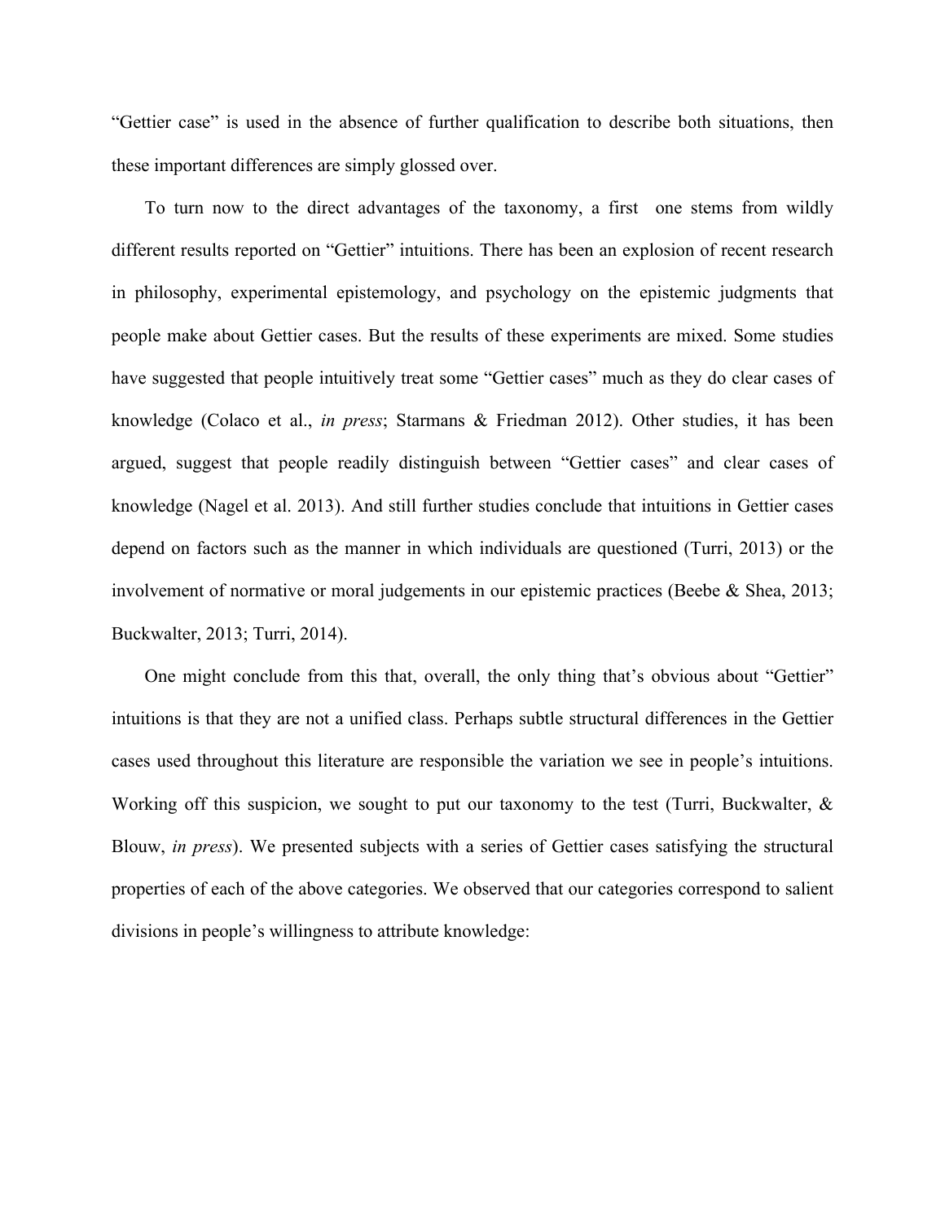"Gettier case" is used in the absence of further qualification to describe both situations, then these important differences are simply glossed over.

To turn now to the direct advantages of the taxonomy, a first one stems from wildly different results reported on "Gettier" intuitions. There has been an explosion of recent research in philosophy, experimental epistemology, and psychology on the epistemic judgments that people make about Gettier cases. But the results of these experiments are mixed. Some studies have suggested that people intuitively treat some "Gettier cases" much as they do clear cases of knowledge (Colaco et al., *in press*; Starmans & Friedman 2012). Other studies, it has been argued, suggest that people readily distinguish between "Gettier cases" and clear cases of knowledge (Nagel et al. 2013). And still further studies conclude that intuitions in Gettier cases depend on factors such as the manner in which individuals are questioned (Turri, 2013) or the involvement of normative or moral judgements in our epistemic practices (Beebe & Shea, 2013; Buckwalter, 2013; Turri, 2014).

One might conclude from this that, overall, the only thing that's obvious about "Gettier" intuitions is that they are not a unified class. Perhaps subtle structural differences in the Gettier cases used throughout this literature are responsible the variation we see in people's intuitions. Working off this suspicion, we sought to put our taxonomy to the test (Turri, Buckwalter, & Blouw, *in press*). We presented subjects with a series of Gettier cases satisfying the structural properties of each of the above categories. We observed that our categories correspond to salient divisions in people's willingness to attribute knowledge: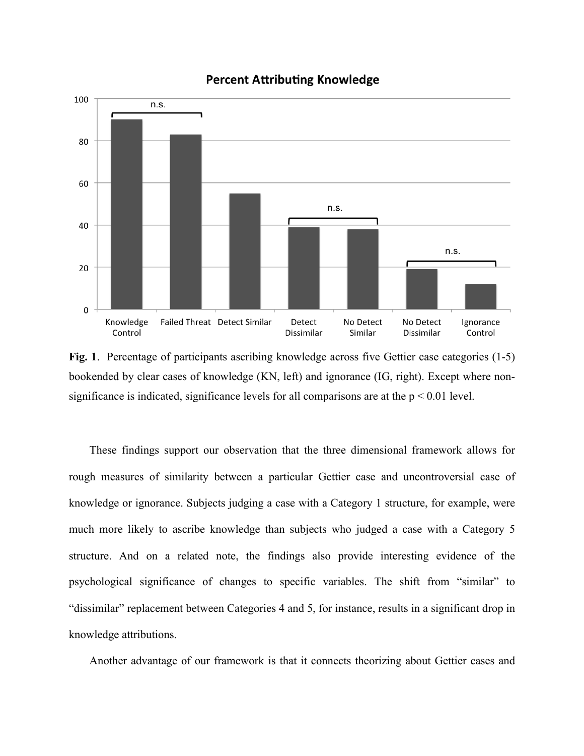**Fig. 1**. Percentage of participants ascribing knowledge across five Gettier case categories (1-5) bookended by clear cases of knowledge (KN, left) and ignorance (IG, right). Except where non-significance is indicated, significance levels for all comparisons are at the $p < 0.01$ level.

These findings support our observation that the three dimensional framework allows for rough measures of similarity between a particular Gettier case and uncontroversial case of knowledge or ignorance. Subjects judging a case with a Category 1 structure, for example, were much more likely to ascribe knowledge than subjects who judged a case with a Category 5 structure. And on a related note, the findings also provide interesting evidence of the psychological significance of changes to specific variables. The shift from "similar" to "dissimilar" replacement between Categories 4 and 5, for instance, results in a significant drop in knowledge attributions.

Another advantage of our framework is that it connects theorizing about Gettier cases and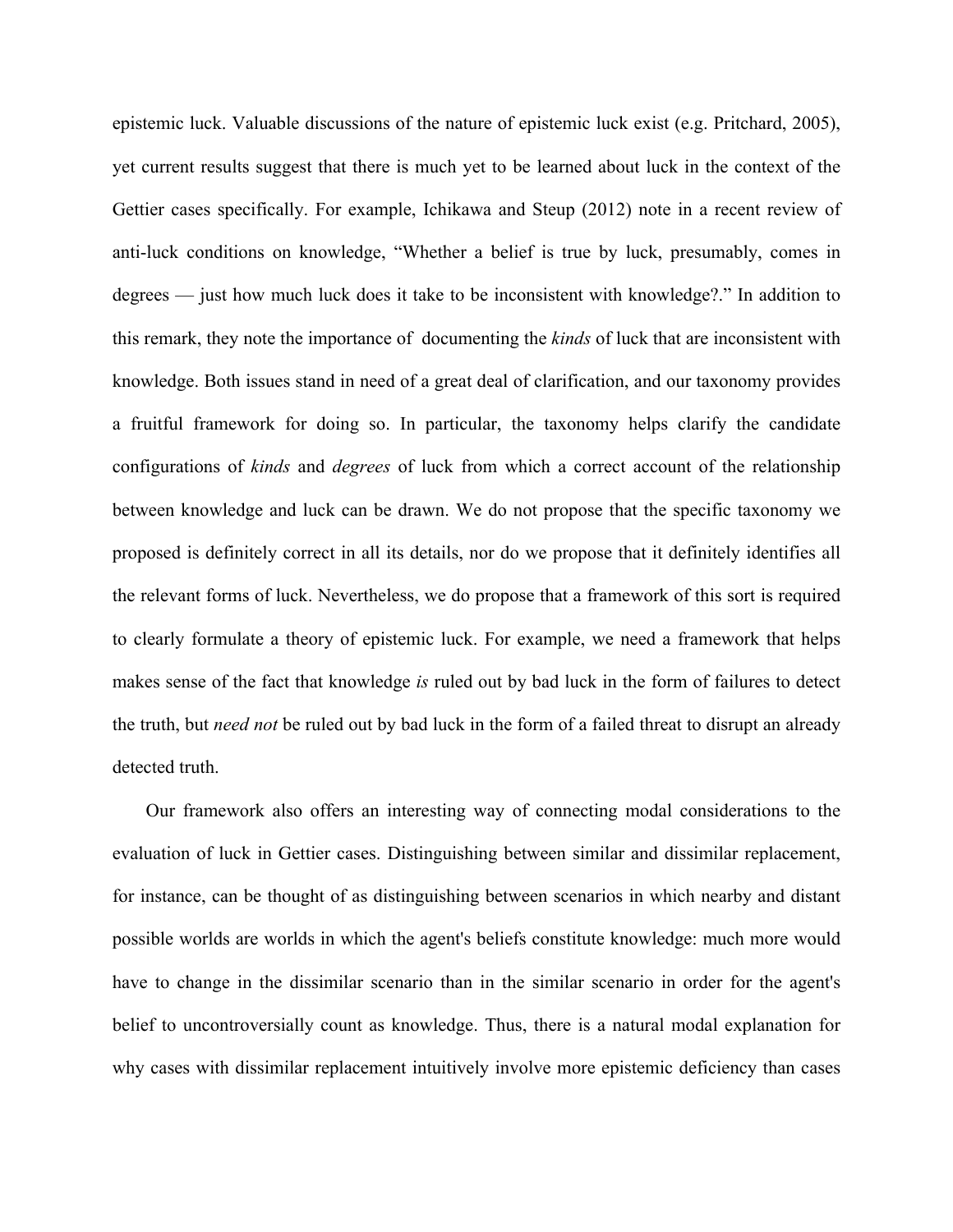epistemic luck. Valuable discussions of the nature of epistemic luck exist (e.g. Pritchard, 2005), yet current results suggest that there is much yet to be learned about luck in the context of the Gettier cases specifically. For example, Ichikawa and Steup (2012) note in a recent review of anti-luck conditions on knowledge, "Whether a belief is true by luck, presumably, comes in degrees — just how much luck does it take to be inconsistent with knowledge?." In addition to this remark, they note the importance of documenting the *kinds* of luck that are inconsistent with knowledge. Both issues stand in need of a great deal of clarification, and our taxonomy provides a fruitful framework for doing so. In particular, the taxonomy helps clarify the candidate configurations of *kinds* and *degrees* of luck from which a correct account of the relationship between knowledge and luck can be drawn. We do not propose that the specific taxonomy we proposed is definitely correct in all its details, nor do we propose that it definitely identifies all the relevant forms of luck. Nevertheless, we do propose that a framework of this sort is required to clearly formulate a theory of epistemic luck. For example, we need a framework that helps makes sense of the fact that knowledge *is* ruled out by bad luck in the form of failures to detect the truth, but *need not* be ruled out by bad luck in the form of a failed threat to disrupt an already detected truth.

Our framework also offers an interesting way of connecting modal considerations to the evaluation of luck in Gettier cases. Distinguishing between similar and dissimilar replacement, for instance, can be thought of as distinguishing between scenarios in which nearby and distant possible worlds are worlds in which the agent's beliefs constitute knowledge: much more would have to change in the dissimilar scenario than in the similar scenario in order for the agent's belief to uncontroversially count as knowledge. Thus, there is a natural modal explanation for why cases with dissimilar replacement intuitively involve more epistemic deficiency than cases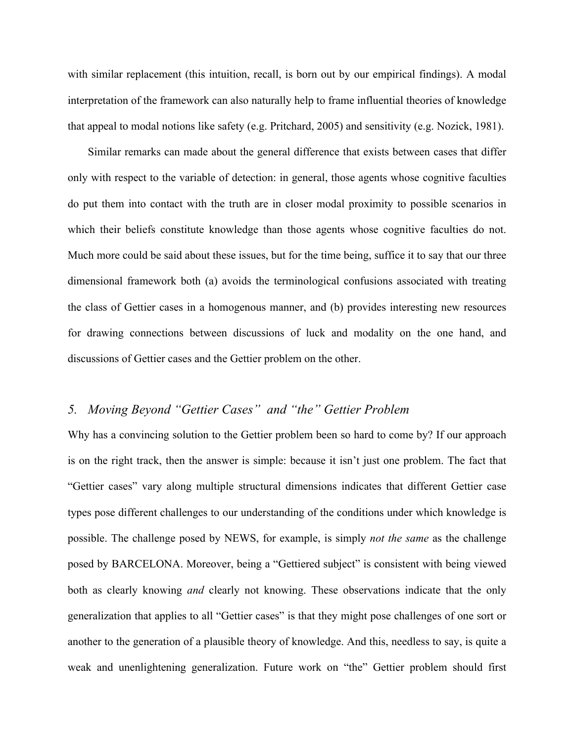with similar replacement (this intuition, recall, is born out by our empirical findings). A modal interpretation of the framework can also naturally help to frame influential theories of knowledge that appeal to modal notions like safety (e.g. Pritchard, 2005) and sensitivity (e.g. Nozick, 1981).

Similar remarks can made about the general difference that exists between cases that differ only with respect to the variable of detection: in general, those agents whose cognitive faculties do put them into contact with the truth are in closer modal proximity to possible scenarios in which their beliefs constitute knowledge than those agents whose cognitive faculties do not. Much more could be said about these issues, but for the time being, suffice it to say that our three dimensional framework both (a) avoids the terminological confusions associated with treating the class of Gettier cases in a homogenous manner, and (b) provides interesting new resources for drawing connections between discussions of luck and modality on the one hand, and discussions of Gettier cases and the Gettier problem on the other.

## *5. Moving Beyond "Gettier Cases" and "the" Gettier Problem*

Why has a convincing solution to the Gettier problem been so hard to come by? If our approach is on the right track, then the answer is simple: because it isn't just one problem. The fact that "Gettier cases" vary along multiple structural dimensions indicates that different Gettier case types pose different challenges to our understanding of the conditions under which knowledge is possible. The challenge posed by NEWS, for example, is simply *not the same* as the challenge posed by BARCELONA. Moreover, being a "Gettiered subject" is consistent with being viewed both as clearly knowing *and* clearly not knowing. These observations indicate that the only generalization that applies to all "Gettier cases" is that they might pose challenges of one sort or another to the generation of a plausible theory of knowledge. And this, needless to say, is quite a weak and unenlightening generalization. Future work on "the" Gettier problem should first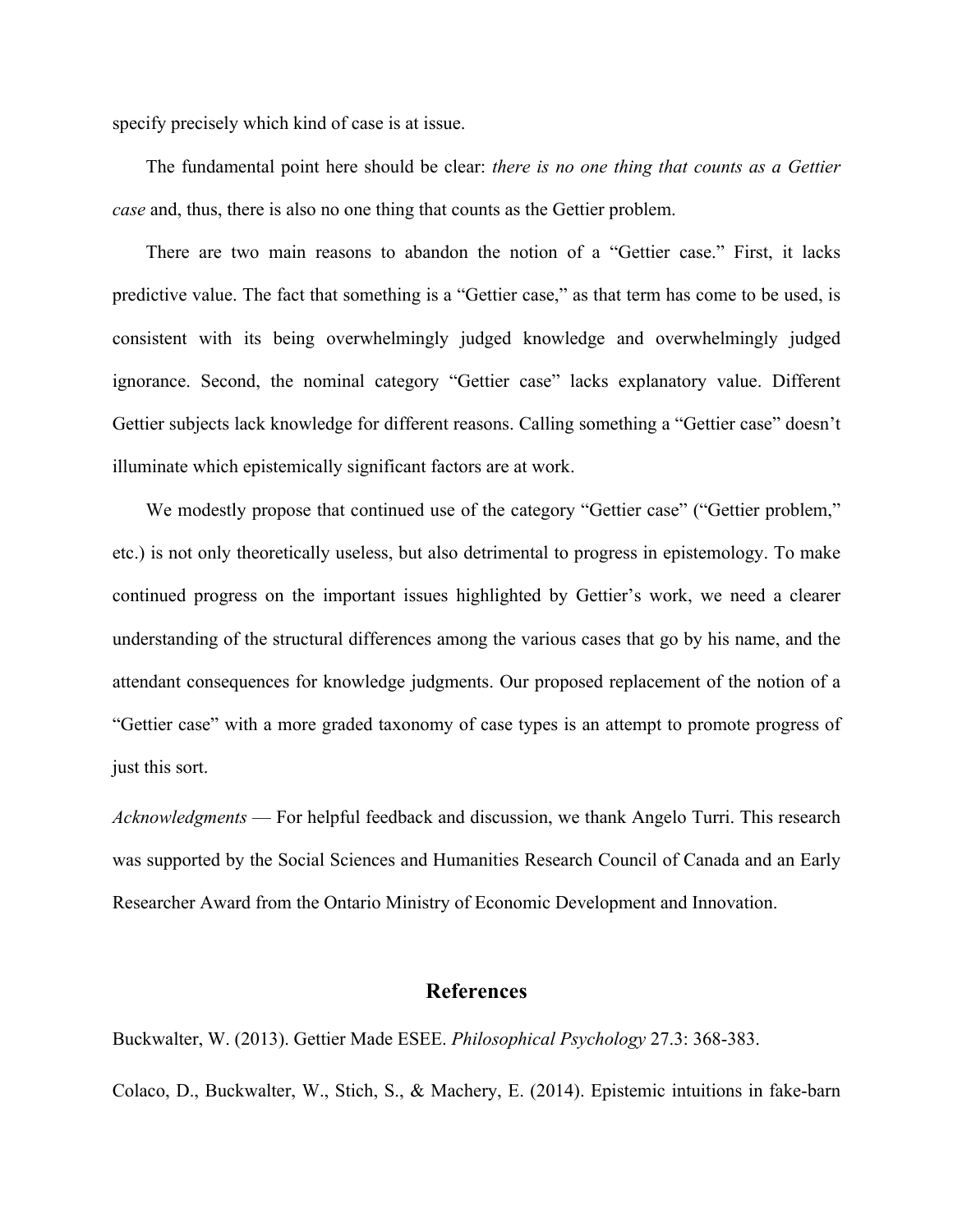specify precisely which kind of case is at issue.

The fundamental point here should be clear: *there is no one thing that counts as a Gettier case* and, thus, there is also no one thing that counts as the Gettier problem.

There are two main reasons to abandon the notion of a "Gettier case." First, it lacks predictive value. The fact that something is a "Gettier case," as that term has come to be used, is consistent with its being overwhelmingly judged knowledge and overwhelmingly judged ignorance. Second, the nominal category "Gettier case" lacks explanatory value. Different Gettier subjects lack knowledge for different reasons. Calling something a "Gettier case" doesn't illuminate which epistemically significant factors are at work.

We modestly propose that continued use of the category "Gettier case" ("Gettier problem," etc.) is not only theoretically useless, but also detrimental to progress in epistemology. To make continued progress on the important issues highlighted by Gettier's work, we need a clearer understanding of the structural differences among the various cases that go by his name, and the attendant consequences for knowledge judgments. Our proposed replacement of the notion of a "Gettier case" with a more graded taxonomy of case types is an attempt to promote progress of just this sort.

*Acknowledgments* — For helpful feedback and discussion, we thank Angelo Turri. This research was supported by the Social Sciences and Humanities Research Council of Canada and an Early Researcher Award from the Ontario Ministry of Economic Development and Innovation.

## References

Buckwalter, W. (2013). Gettier Made ESEE. *Philosophical Psychology* 27.3: 368-383.

Colaco, D., Buckwalter, W., Stich, S., & Machery, E. (2014). Epistemic intuitions in fake-barn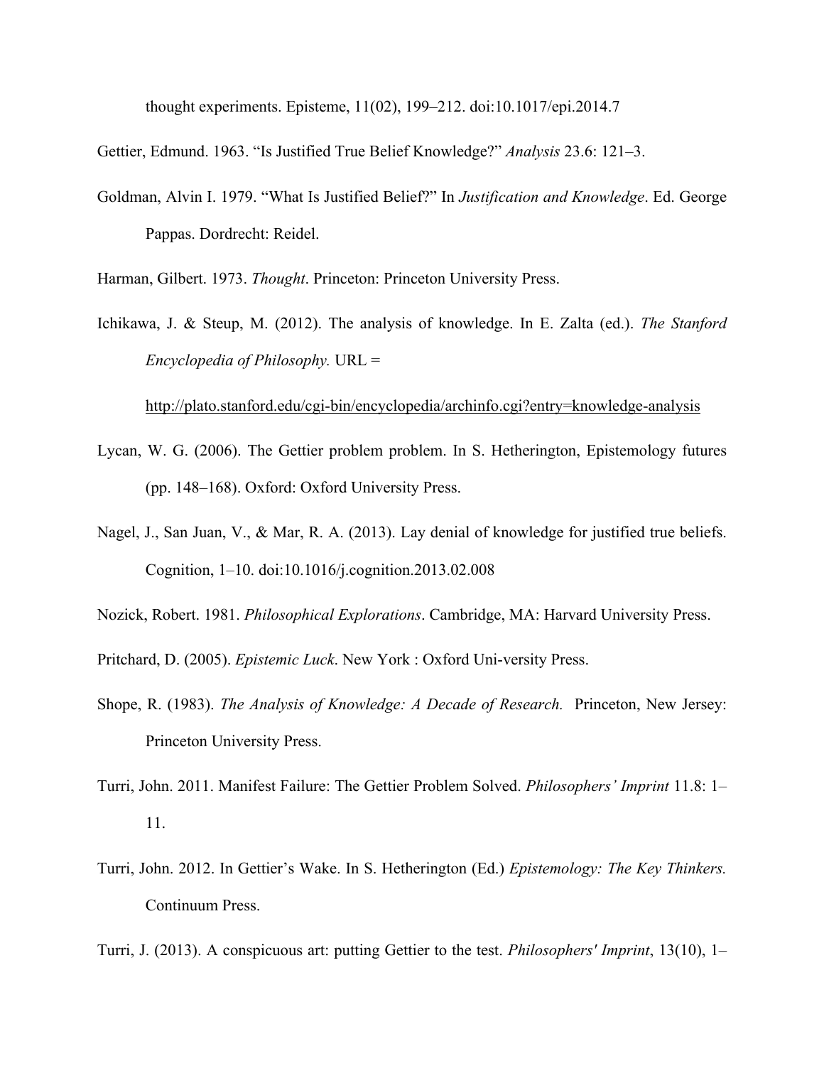thought experiments. Episteme, 11(02), 199–212. doi:10.1017/epi.2014.7

Gettier, Edmund. 1963. "Is Justified True Belief Knowledge?" *Analysis* 23.6: 121–3.

Goldman, Alvin I. 1979. "What Is Justified Belief?" In *Justification and Knowledge*. Ed. George Pappas. Dordrecht: Reidel.

Harman, Gilbert. 1973. *Thought*. Princeton: Princeton University Press.

Ichikawa, J. & Steup, M. (2012). The analysis of knowledge. In E. Zalta (ed.). *The Stanford Encyclopedia of Philosophy.* URL = http://plato.stanford.edu/cgi-bin/encyclopedia/archinfo.cgi?entry=knowledge-analysis

Lycan, W. G. (2006). The Gettier problem problem. In S. Hetherington, Epistemology futures (pp. 148–168). Oxford: Oxford University Press.

Nagel, J., San Juan, V., & Mar, R. A. (2013). Lay denial of knowledge for justified true beliefs. Cognition, 1–10. doi:10.1016/j.cognition.2013.02.008

Nozick, Robert. 1981. *Philosophical Explorations*. Cambridge, MA: Harvard University Press.

Pritchard, D. (2005). *Epistemic Luck*. New York : Oxford Uni-versity Press.

Shope, R. (1983). *The Analysis of Knowledge: A Decade of Research.* Princeton, New Jersey: Princeton University Press.

Turri, John. 2011. Manifest Failure: The Gettier Problem Solved. *Philosophers' Imprint* 11.8: 1–11.

Turri, John. 2012. In Gettier's Wake. In S. Hetherington (Ed.) *Epistemology: The Key Thinkers.* Continuum Press.

Turri, J. (2013). A conspicuous art: putting Gettier to the test. *Philosophers' Imprint*, 13(10), 1–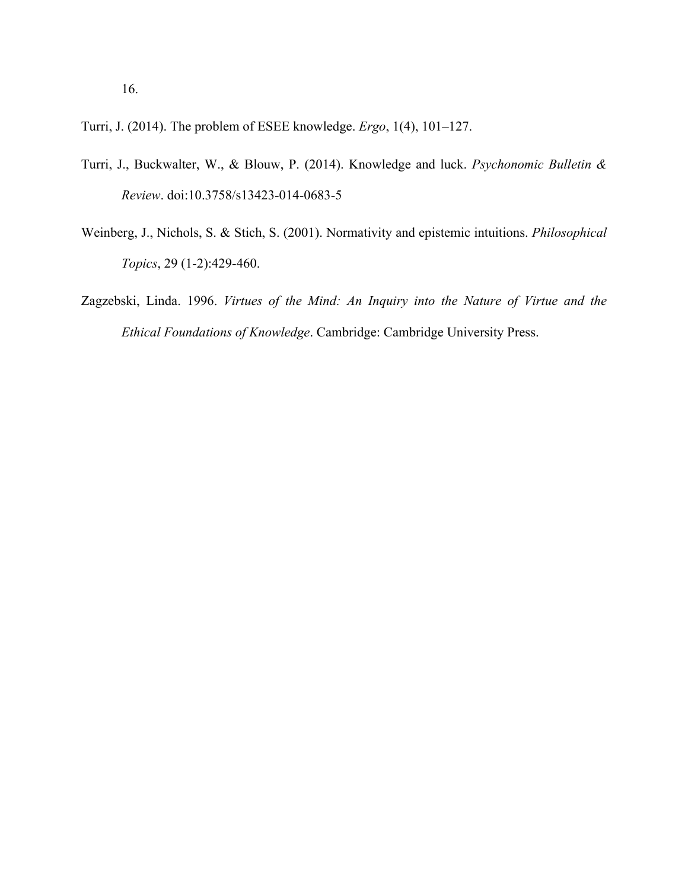16.

Turri, J. (2014). The problem of ESEE knowledge. *Ergo*, 1(4), 101–127.

Turri, J., Buckwalter, W., & Blouw, P. (2014). Knowledge and luck. *Psychonomic Bulletin & Review*. doi:10.3758/s13423-014-0683-5

Weinberg, J., Nichols, S. & Stich, S. (2001). Normativity and epistemic intuitions. *Philosophical Topics*, 29 (1-2):429-460.

Zagzebski, Linda. 1996. *Virtues of the Mind: An Inquiry into the Nature of Virtue and the Ethical Foundations of Knowledge*. Cambridge: Cambridge University Press.